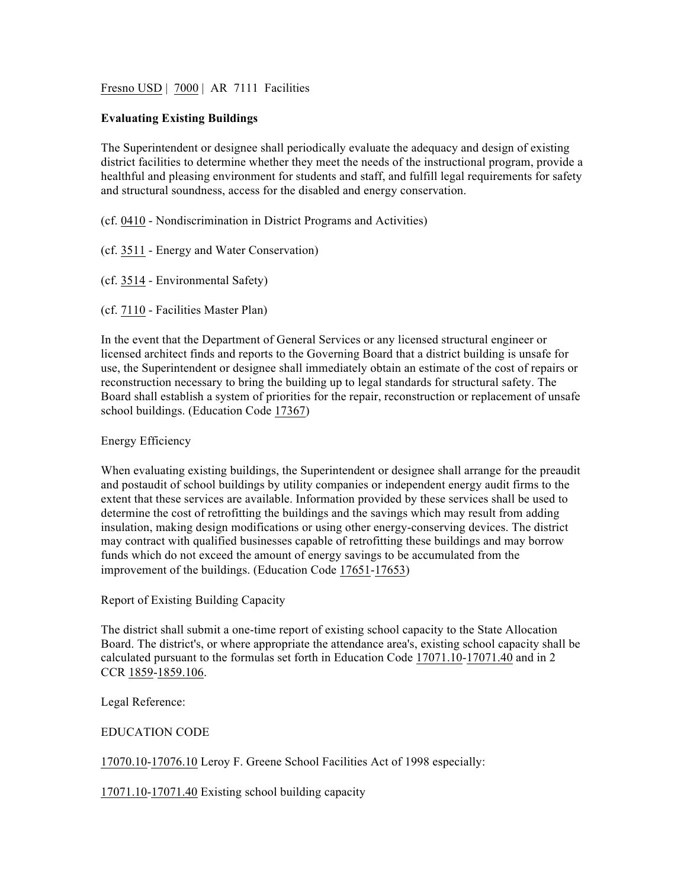Fresno USD | 7000 | AR 7111 Facilities

**Evaluating Existing Buildings**

The Superintendent or designee shall periodically evaluate the adequacy and design of existing district facilities to determine whether they meet the needs of the instructional program, provide a healthful and pleasing environment for students and staff, and fulfill legal requirements for safety and structural soundness, access for the disabled and energy conservation.

(cf. 0410 - Nondiscrimination in District Programs and Activities)

(cf. 3511 - Energy and Water Conservation)

(cf. 3514 - Environmental Safety)

(cf. 7110 - Facilities Master Plan)

In the event that the Department of General Services or any licensed structural engineer or licensed architect finds and reports to the Governing Board that a district building is unsafe for use, the Superintendent or designee shall immediately obtain an estimate of the cost of repairs or reconstruction necessary to bring the building up to legal standards for structural safety. The Board shall establish a system of priorities for the repair, reconstruction or replacement of unsafe school buildings. (Education Code 17367)

Energy Efficiency

When evaluating existing buildings, the Superintendent or designee shall arrange for the preaudit and postaudit of school buildings by utility companies or independent energy audit firms to the extent that these services are available. Information provided by these services shall be used to determine the cost of retrofitting the buildings and the savings which may result from adding insulation, making design modifications or using other energy-conserving devices. The district may contract with qualified businesses capable of retrofitting these buildings and may borrow funds which do not exceed the amount of energy savings to be accumulated from the improvement of the buildings. (Education Code 17651-17653)

Report of Existing Building Capacity

The district shall submit a one-time report of existing school capacity to the State Allocation Board. The district's, or where appropriate the attendance area's, existing school capacity shall be calculated pursuant to the formulas set forth in Education Code 17071.10-17071.40 and in 2 CCR 1859-1859.106.

Legal Reference:

EDUCATION CODE

17070.10-17076.10 Leroy F. Greene School Facilities Act of 1998 especially:

17071.10-17071.40 Existing school building capacity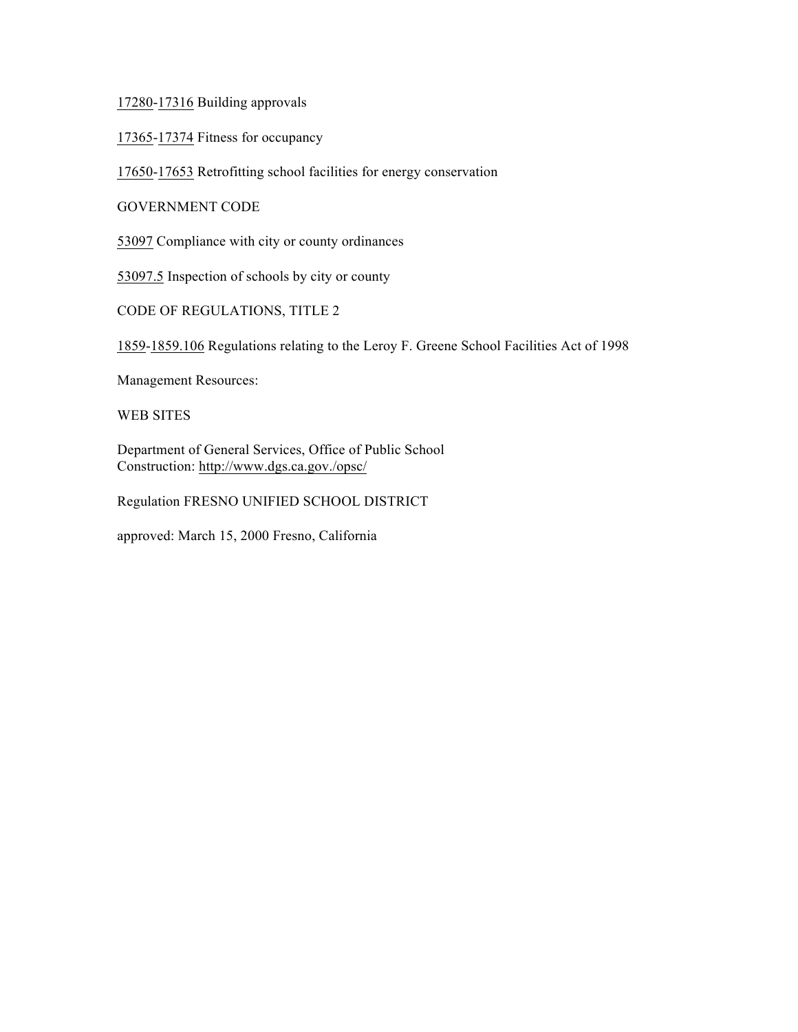17280-17316 Building approvals

17365-17374 Fitness for occupancy

17650-17653 Retrofitting school facilities for energy conservation

GOVERNMENT CODE

53097 Compliance with city or county ordinances

53097.5 Inspection of schools by city or county

CODE OF REGULATIONS, TITLE 2

1859-1859.106 Regulations relating to the Leroy F. Greene School Facilities Act of 1998

Management Resources:

WEB SITES

Department of General Services, Office of Public School Construction: http://www.dgs.ca.gov./opsc/

Regulation FRESNO UNIFIED SCHOOL DISTRICT

approved: March 15, 2000 Fresno, California